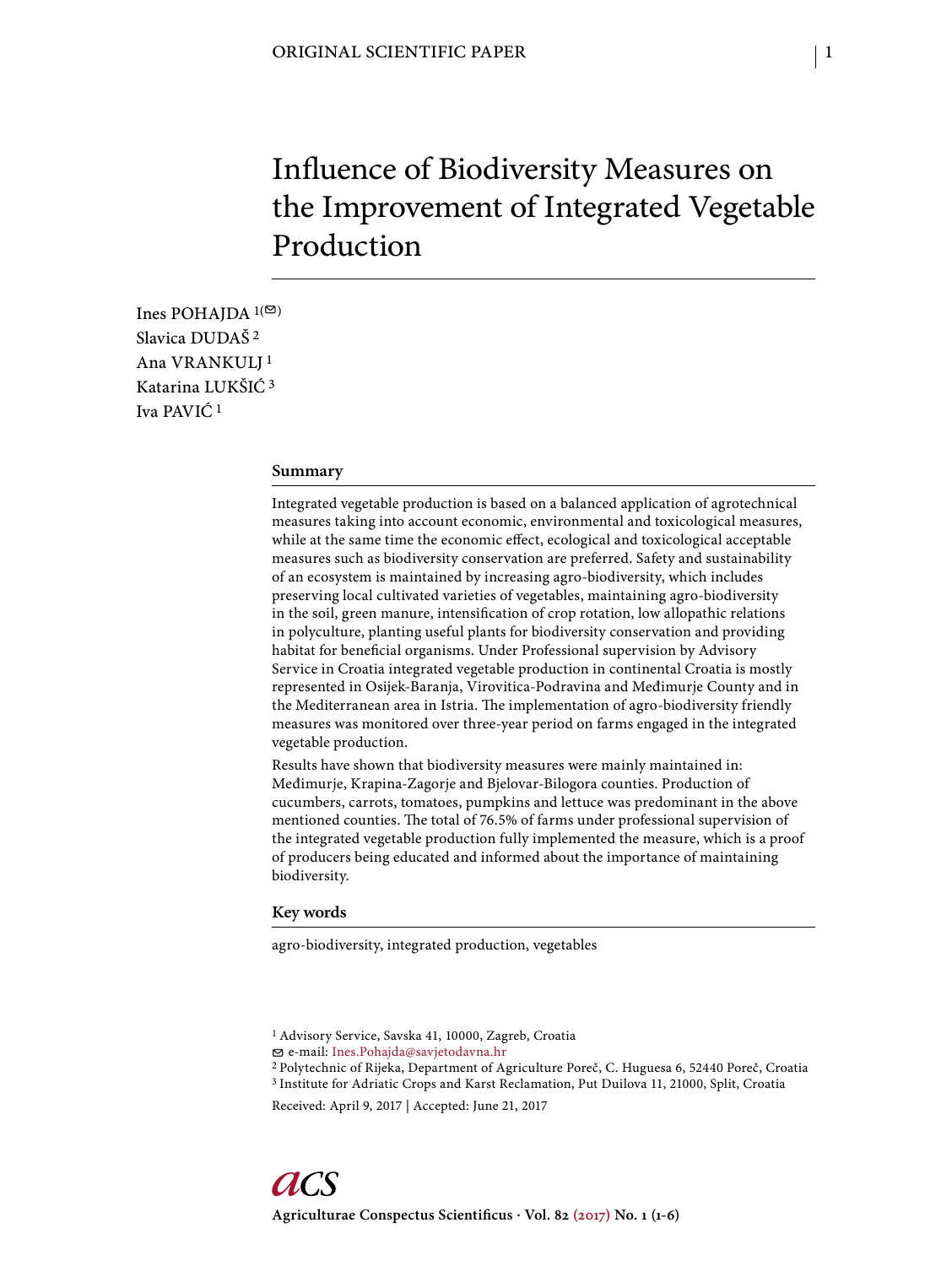ORIGINAL SCIENTIFIC PAPER

# Influence of Biodiversity Measures on the Improvement of Integrated Vegetable Production

Ines POHAJDA [1]
Slavica DUDAŠ [2]
Ana VRANKULJ [1]
Katarina LUKŠIĆ [3]
Iva PAVIĆ [1]

## Summary

Integrated vegetable production is based on a balanced application of agrotechnical measures taking into account economic, environmental and toxicological measures, while at the same time the economic effect, ecological and toxicological acceptable measures such as biodiversity conservation are preferred. Safety and sustainability of an ecosystem is maintained by increasing agro-biodiversity, which includes preserving local cultivated varieties of vegetables, maintaining agro-biodiversity in the soil, green manure, intensification of crop rotation, low allopathic relations in polyculture, planting useful plants for biodiversity conservation and providing habitat for beneficial organisms. Under Professional supervision by Advisory Service in Croatia integrated vegetable production in continental Croatia is mostly represented in Osijek-Baranja, Virovitica-Podravina and Međimurje County and in the Mediterranean area in Istria. The implementation of agro-biodiversity friendly measures was monitored over three-year period on farms engaged in the integrated vegetable production.

Results have shown that biodiversity measures were mainly maintained in: Međimurje, Krapina-Zagorje and Bjelovar-Bilogora counties. Production of cucumbers, carrots, tomatoes, pumpkins and lettuce was predominant in the above mentioned counties. The total of 76.5% of farms under professional supervision of the integrated vegetable production fully implemented the measure, which is a proof of producers being educated and informed about the importance of maintaining biodiversity.

## Key words

agro-biodiversity, integrated production, vegetables

[1] Advisory Service, Savska 41, 10000, Zagreb, Croatia
e-mail: Ines.Pohajda@savjetodavna.hr
[2] Polytechnic of Rijeka, Department of Agriculture Poreč, C. Huguesa 6, 52440 Poreč, Croatia
[3] Institute for Adriatic Crops and Karst Reclamation, Put Duilova 11, 21000, Split, Croatia

Received: April 9, 2017 | Accepted: June 21, 2017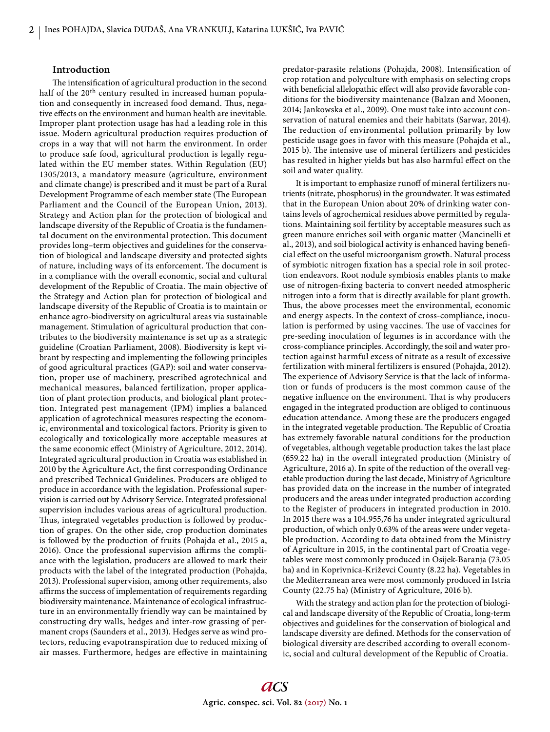## Introduction

The intensification of agricultural production in the second half of the 20[th] century resulted in increased human population and consequently in increased food demand. Thus, negative effects on the environment and human health are inevitable. Improper plant protection usage has had a leading role in this issue. Modern agricultural production requires production of crops in a way that will not harm the environment. In order to produce safe food, agricultural production is legally regulated within the EU member states. Within Regulation (EU) 1305/2013, a mandatory measure (agriculture, environment and climate change) is prescribed and it must be part of a Rural Development Programme of each member state (The European Parliament and the Council of the European Union, 2013). Strategy and Action plan for the protection of biological and landscape diversity of the Republic of Croatia is the fundamental document on the environmental protection. This document provides long–term objectives and guidelines for the conservation of biological and landscape diversity and protected sights of nature, including ways of its enforcement. The document is in a compliance with the overall economic, social and cultural development of the Republic of Croatia. The main objective of the Strategy and Action plan for protection of biological and landscape diversity of the Republic of Croatia is to maintain or enhance agro-biodiversity on agricultural areas via sustainable management. Stimulation of agricultural production that contributes to the biodiversity maintenance is set up as a strategic guideline (Croatian Parliament, 2008). Biodiversity is kept vibrant by respecting and implementing the following principles of good agricultural practices (GAP): soil and water conservation, proper use of machinery, prescribed agrotechnical and mechanical measures, balanced fertilization, proper application of plant protection products, and biological plant protection. Integrated pest management (IPM) implies a balanced application of agrotechnical measures respecting the economic, environmental and toxicological factors. Priority is given to ecologically and toxicologically more acceptable measures at the same economic effect (Ministry of Agriculture, 2012, 2014). Integrated agricultural production in Croatia was established in 2010 by the Agriculture Act, the first corresponding Ordinance and prescribed Technical Guidelines. Producers are obliged to produce in accordance with the legislation. Professional supervision is carried out by Advisory Service. Integrated professional supervision includes various areas of agricultural production. Thus, integrated vegetables production is followed by production of grapes. On the other side, crop production dominates is followed by the production of fruits (Pohajda et al., 2015 a, 2016). Once the professional supervision affirms the compliance with the legislation, producers are allowed to mark their products with the label of the integrated production (Pohajda, 2013). Professional supervision, among other requirements, also affirms the success of implementation of requirements regarding biodiversity maintenance. Maintenance of ecological infrastructure in an environmentally friendly way can be maintained by constructing dry walls, hedges and inter-row grassing of permanent crops (Saunders et al., 2013). Hedges serve as wind protectors, reducing evapotranspiration due to reduced mixing of air masses. Furthermore, hedges are effective in maintaining predator-parasite relations (Pohajda, 2008). Intensification of crop rotation and polyculture with emphasis on selecting crops with beneficial allelopathic effect will also provide favorable conditions for the biodiversity maintenance (Balzan and Moonen, 2014; Jankowska et al., 2009). One must take into account conservation of natural enemies and their habitats (Sarwar, 2014). The reduction of environmental pollution primarily by low pesticide usage goes in favor with this measure (Pohajda et al., 2015 b). The intensive use of mineral fertilizers and pesticides has resulted in higher yields but has also harmful effect on the soil and water quality.

It is important to emphasize runoff of mineral fertilizers nutrients (nitrate, phosphorus) in the groundwater. It was estimated that in the European Union about 20% of drinking water contains levels of agrochemical residues above permitted by regulations. Maintaining soil fertility by acceptable measures such as green manure enriches soil with organic matter (Mancinelli et al., 2013), and soil biological activity is enhanced having beneficial effect on the useful microorganism growth. Natural process of symbiotic nitrogen fixation has a special role in soil protection endeavors. Root nodule symbiosis enables plants to make use of nitrogen-fixing bacteria to convert needed atmospheric nitrogen into a form that is directly available for plant growth. Thus, the above processes meet the environmental, economic and energy aspects. In the context of cross-compliance, inoculation is performed by using vaccines. The use of vaccines for pre-seeding inoculation of legumes is in accordance with the cross-compliance principles. Accordingly, the soil and water protection against harmful excess of nitrate as a result of excessive fertilization with mineral fertilizers is ensured (Pohajda, 2012). The experience of Advisory Service is that the lack of information or funds of producers is the most common cause of the negative influence on the environment. That is why producers engaged in the integrated production are obliged to continuous education attendance. Among these are the producers engaged in the integrated vegetable production. The Republic of Croatia has extremely favorable natural conditions for the production of vegetables, although vegetable production takes the last place (659.22 ha) in the overall integrated production (Ministry of Agriculture, 2016 a). In spite of the reduction of the overall vegetable production during the last decade, Ministry of Agriculture has provided data on the increase in the number of integrated producers and the areas under integrated production according to the Register of producers in integrated production in 2010. In 2015 there was a 104.955,76 ha under integrated agricultural production, of which only 0.63% of the areas were under vegetable production. According to data obtained from the Ministry of Agriculture in 2015, in the continental part of Croatia vegetables were most commonly produced in Osijek-Baranja (73.05 ha) and in Koprivnica-Križevci County (8.22 ha). Vegetables in the Mediterranean area were most commonly produced in Istria County (22.75 ha) (Ministry of Agriculture, 2016 b).

With the strategy and action plan for the protection of biological and landscape diversity of the Republic of Croatia, long-term objectives and guidelines for the conservation of biological and landscape diversity are defined. Methods for the conservation of biological diversity are described according to overall economic, social and cultural development of the Republic of Croatia.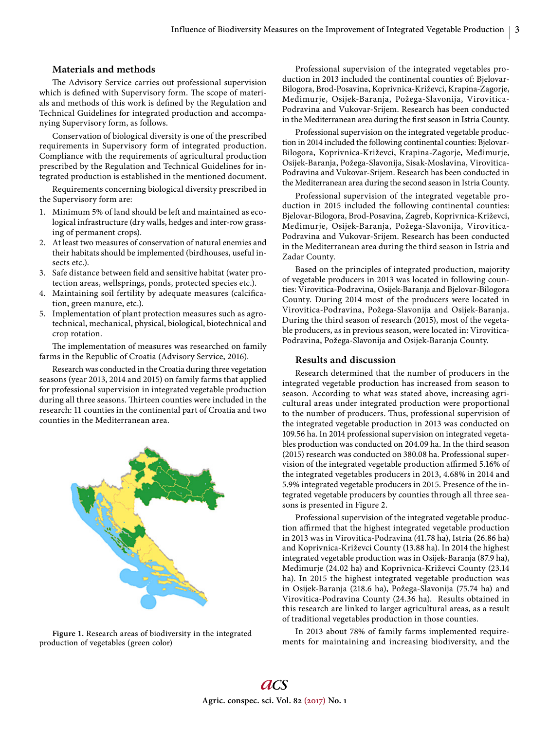## Materials and methods

The Advisory Service carries out professional supervision which is defined with Supervisory form. The scope of materials and methods of this work is defined by the Regulation and Technical Guidelines for integrated production and accompanying Supervisory form, as follows.

Conservation of biological diversity is one of the prescribed requirements in Supervisory form of integrated production. Compliance with the requirements of agricultural production prescribed by the Regulation and Technical Guidelines for integrated production is established in the mentioned document.

Requirements concerning biological diversity prescribed in the Supervisory form are:

1. Minimum 5% of land should be left and maintained as ecological infrastructure (dry walls, hedges and inter-row grassing of permanent crops).
2. At least two measures of conservation of natural enemies and their habitats should be implemented (birdhouses, useful insects etc.).
3. Safe distance between field and sensitive habitat (water protection areas, wellsprings, ponds, protected species etc.).
4. Maintaining soil fertility by adequate measures (calcification, green manure, etc.).
5. Implementation of plant protection measures such as agrotechnical, mechanical, physical, biological, biotechnical and crop rotation.

The implementation of measures was researched on family farms in the Republic of Croatia (Advisory Service, 2016).

Research was conducted in the Croatia during three vegetation seasons (year 2013, 2014 and 2015) on family farms that applied for professional supervision in integrated vegetable production during all three seasons. Thirteen counties were included in the research: 11 counties in the continental part of Croatia and two counties in the Mediterranean area.

**Figure 1.** Research areas of biodiversity in the integrated production of vegetables (green color)

Professional supervision of the integrated vegetables production in 2013 included the continental counties of: Bjelovar-Bilogora, Brod-Posavina, Koprivnica-Križevci, Krapina-Zagorje, Međimurje, Osijek-Baranja, Požega-Slavonija, Virovitica-Podravina and Vukovar-Srijem. Research has been conducted in the Mediterranean area during the first season in Istria County.

Professional supervision on the integrated vegetable production in 2014 included the following continental counties: Bjelovar-Bilogora, Koprivnica-Križevci, Krapina-Zagorje, Međimurje, Osijek-Baranja, Požega-Slavonija, Sisak-Moslavina, Virovitica-Podravina and Vukovar-Srijem. Research has been conducted in the Mediterranean area during the second season in Istria County.

Professional supervision of the integrated vegetable production in 2015 included the following continental counties: Bjelovar-Bilogora, Brod-Posavina, Zagreb, Koprivnica-Križevci, Međimurje, Osijek-Baranja, Požega-Slavonija, Virovitica-Podravina and Vukovar-Srijem. Research has been conducted in the Mediterranean area during the third season in Istria and Zadar County.

Based on the principles of integrated production, majority of vegetable producers in 2013 was located in following counties: Virovitica-Podravina, Osijek-Baranja and Bjelovar-Bilogora County. During 2014 most of the producers were located in Virovitica-Podravina, Požega-Slavonija and Osijek-Baranja. During the third season of research (2015), most of the vegetable producers, as in previous season, were located in: Virovitica-Podravina, Požega-Slavonija and Osijek-Baranja County.

## Results and discussion

Research determined that the number of producers in the integrated vegetable production has increased from season to season. According to what was stated above, increasing agricultural areas under integrated production were proportional to the number of producers. Thus, professional supervision of the integrated vegetable production in 2013 was conducted on 109.56 ha. In 2014 professional supervision on integrated vegetables production was conducted on 204.09 ha. In the third season (2015) research was conducted on 380.08 ha. Professional supervision of the integrated vegetable production affirmed 5.16% of the integrated vegetables producers in 2013, 4.68% in 2014 and 5.9% integrated vegetable producers in 2015. Presence of the integrated vegetable producers by counties through all three seasons is presented in Figure 2.

Professional supervision of the integrated vegetable production affirmed that the highest integrated vegetable production in 2013 was in Virovitica-Podravina (41.78 ha), Istria (26.86 ha) and Koprivnica-Križevci County (13.88 ha). In 2014 the highest integrated vegetable production was in Osijek-Baranja (87.9 ha), Međimurje (24.02 ha) and Koprivnica-Križevci County (23.14 ha). In 2015 the highest integrated vegetable production was in Osijek-Baranja (218.6 ha), Požega-Slavonija (75.74 ha) and Virovitica-Podravina County (24.36 ha). Results obtained in this research are linked to larger agricultural areas, as a result of traditional vegetables production in those counties.

In 2013 about 78% of family farms implemented requirements for maintaining and increasing biodiversity, and the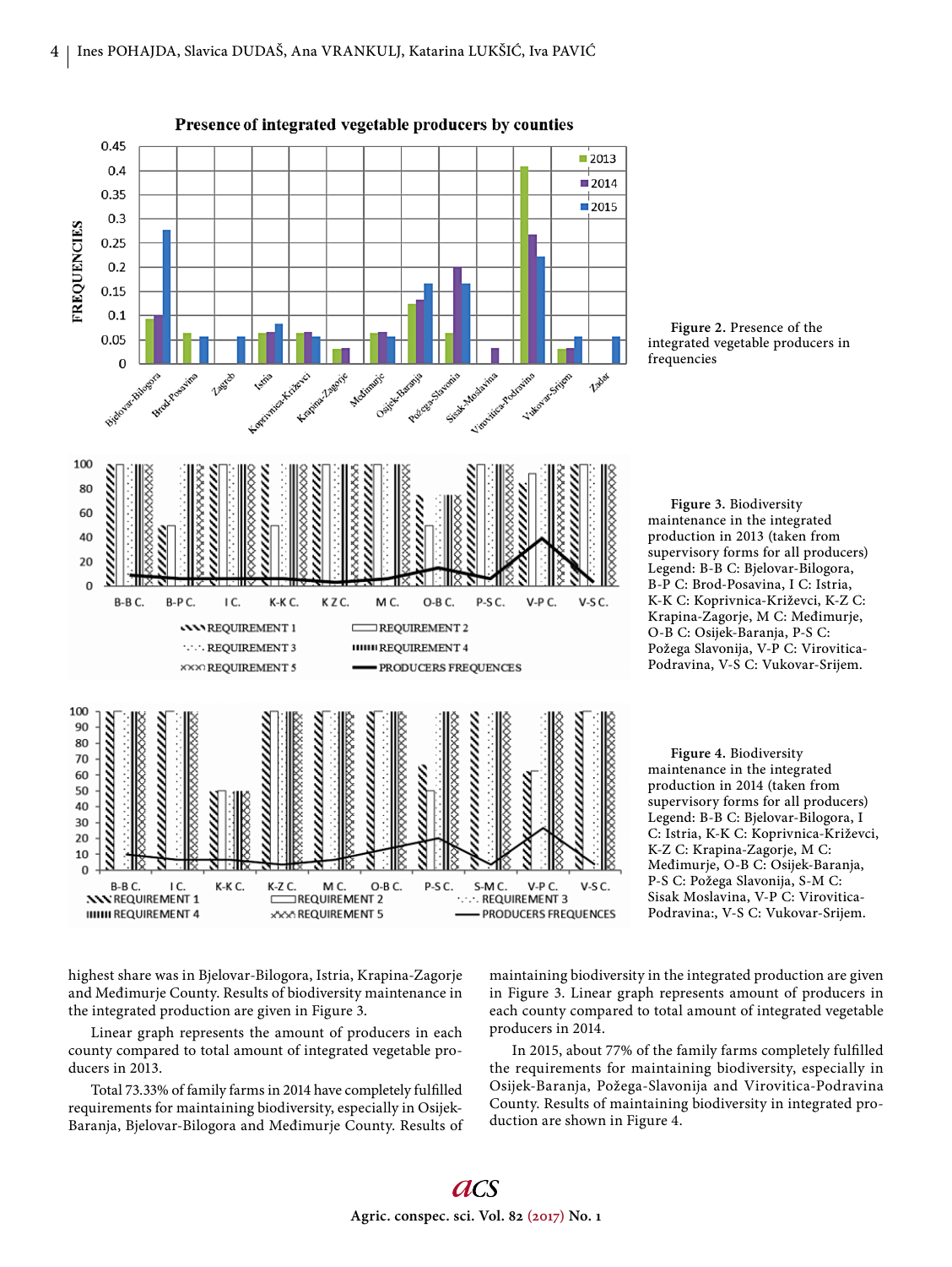Figure 2. Presence of the integrated vegetable producers in frequencies

Figure 3. Biodiversity maintenance in the integrated production in 2013 (taken from supervisory forms for all producers) Legend: B-B C: Bjelovar-Bilogora, B-P C: Brod-Posavina, I C: Istria, K-K C: Koprivnica-Križevci, K-Z C: Krapina-Zagorje, M C: Međimurje, O-B C: Osijek-Baranja, P-S C: Požega Slavonija, V-P C: Virovitica-Podravina, V-S C: Vukovar-Srijem.

Figure 4. Biodiversity maintenance in the integrated production in 2014 (taken from supervisory forms for all producers) Legend: B-B C: Bjelovar-Bilogora, I C: Istria, K-K C: Koprivnica-Križevci, K-Z C: Krapina-Zagorje, M C: Međimurje, O-B C: Osijek-Baranja, P-S C: Požega Slavonija, S-M C: Sisak Moslavina, V-P C: Virovitica-Podravina:, V-S C: Vukovar-Srijem.

highest share was in Bjelovar-Bilogora, Istria, Krapina-Zagorje and Međimurje County. Results of biodiversity maintenance in the integrated production are given in Figure 3.

Linear graph represents the amount of producers in each county compared to total amount of integrated vegetable producers in 2013.

Total 73.33% of family farms in 2014 have completely fulfilled requirements for maintaining biodiversity, especially in Osijek-Baranja, Bjelovar-Bilogora and Međimurje County. Results of maintaining biodiversity in the integrated production are given in Figure 3. Linear graph represents amount of producers in each county compared to total amount of integrated vegetable producers in 2014.

In 2015, about 77% of the family farms completely fulfilled the requirements for maintaining biodiversity, especially in Osijek-Baranja, Požega-Slavonija and Virovitica-Podravina County. Results of maintaining biodiversity in integrated production are shown in Figure 4.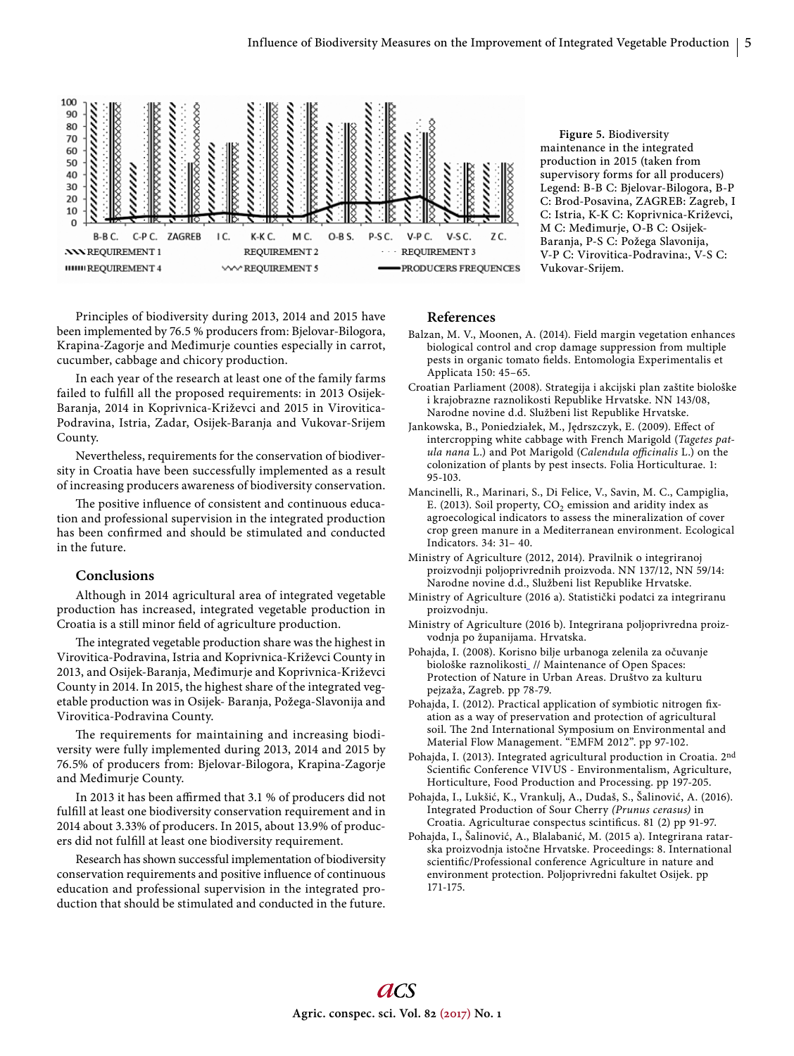**Figure 5.** Biodiversity maintenance in the integrated production in 2015 (taken from supervisory forms for all producers) Legend: B-B C: Bjelovar-Bilogora, B-P C: Brod-Posavina, ZAGREB: Zagreb, I C: Istria, K-K C: Koprivnica-Križevci, M C: Međimurje, O-B C: Osijek-Baranja, P-S C: Požega Slavonija, V-P C: Virovitica-Podravina:, V-S C: Vukovar-Srijem.

Principles of biodiversity during 2013, 2014 and 2015 have been implemented by 76.5 % producers from: Bjelovar-Bilogora, Krapina-Zagorje and Međimurje counties especially in carrot, cucumber, cabbage and chicory production.

In each year of the research at least one of the family farms failed to fulfill all the proposed requirements: in 2013 Osijek-Baranja, 2014 in Koprivnica-Križevci and 2015 in Virovitica-Podravina, Istria, Zadar, Osijek-Baranja and Vukovar-Srijem County.

Nevertheless, requirements for the conservation of biodiversity in Croatia have been successfully implemented as a result of increasing producers awareness of biodiversity conservation.

The positive influence of consistent and continuous education and professional supervision in the integrated production has been confirmed and should be stimulated and conducted in the future.

## Conclusions

Although in 2014 agricultural area of integrated vegetable production has increased, integrated vegetable production in Croatia is a still minor field of agriculture production.

The integrated vegetable production share was the highest in Virovitica-Podravina, Istria and Koprivnica-Križevci County in 2013, and Osijek-Baranja, Međimurje and Koprivnica-Križevci County in 2014. In 2015, the highest share of the integrated vegetable production was in Osijek- Baranja, Požega-Slavonija and Virovitica-Podravina County.

The requirements for maintaining and increasing biodiversity were fully implemented during 2013, 2014 and 2015 by 76.5% of producers from: Bjelovar-Bilogora, Krapina-Zagorje and Međimurje County.

In 2013 it has been affirmed that 3.1 % of producers did not fulfill at least one biodiversity conservation requirement and in 2014 about 3.33% of producers. In 2015, about 13.9% of producers did not fulfill at least one biodiversity requirement.

Research has shown successful implementation of biodiversity conservation requirements and positive influence of continuous education and professional supervision in the integrated production that should be stimulated and conducted in the future.

## References

Balzan, M. V., Moonen, A. (2014). Field margin vegetation enhances biological control and crop damage suppression from multiple pests in organic tomato fields. Entomologia Experimentalis et Applicata 150: 45–65.

Croatian Parliament (2008). Strategija i akcijski plan zaštite biološke i krajobrazne raznolikosti Republike Hrvatske. NN 143/08, Narodne novine d.d. Službeni list Republike Hrvatske.

Jankowska, B., Poniedziałek, M., Jędrszczyk, E. (2009). Effect of intercropping white cabbage with French Marigold (*Tagetes patula nana* L.) and Pot Marigold (*Calendula officinalis* L.) on the colonization of plants by pest insects. Folia Horticulturae. 1: 95-103.

Mancinelli, R., Marinari, S., Di Felice, V., Savin, M. C., Campiglia, E. (2013). Soil property, $CO_2$ emission and aridity index as agroecological indicators to assess the mineralization of cover crop green manure in a Mediterranean environment. Ecological Indicators. 34: 31– 40.

Ministry of Agriculture (2012, 2014). Pravilnik o integriranoj proizvodnji poljoprivrednih proizvoda. NN 137/12, NN 59/14: Narodne novine d.d., Službeni list Republike Hrvatske.

Ministry of Agriculture (2016 a). Statistički podatci za integriranu proizvodnju.

Ministry of Agriculture (2016 b). Integrirana poljoprivredna proizvodnja po županijama. Hrvatska.

Pohajda, I. (2008). Korisno bilje urbanoga zelenila za očuvanje biološke raznolikosti // Maintenance of Open Spaces: Protection of Nature in Urban Areas. Društvo za kulturu pejzaža, Zagreb. pp 78-79.

Pohajda, I. (2012). Practical application of symbiotic nitrogen fixation as a way of preservation and protection of agricultural soil. The 2nd International Symposium on Environmental and Material Flow Management. "EMFM 2012". pp 97-102.

Pohajda, I. (2013). Integrated agricultural production in Croatia. 2nd Scientific Conference VIVUS - Environmentalism, Agriculture, Horticulture, Food Production and Processing. pp 197-205.

Pohajda, I., Lukšić, K., Vrankulj, A., Dudaš, S., Šalinović, A. (2016). Integrated Production of Sour Cherry *(Prunus cerasus)* in Croatia. Agriculturae conspectus scintificus. 81 (2) pp 91-97.

Pohajda, I., Šalinović, A., Blalabanić, M. (2015 a). Integrirana ratarska proizvodnja istočne Hrvatske. Proceedings: 8. International scientific/Professional conference Agriculture in nature and environment protection. Poljoprivredni fakultet Osijek. pp 171-175.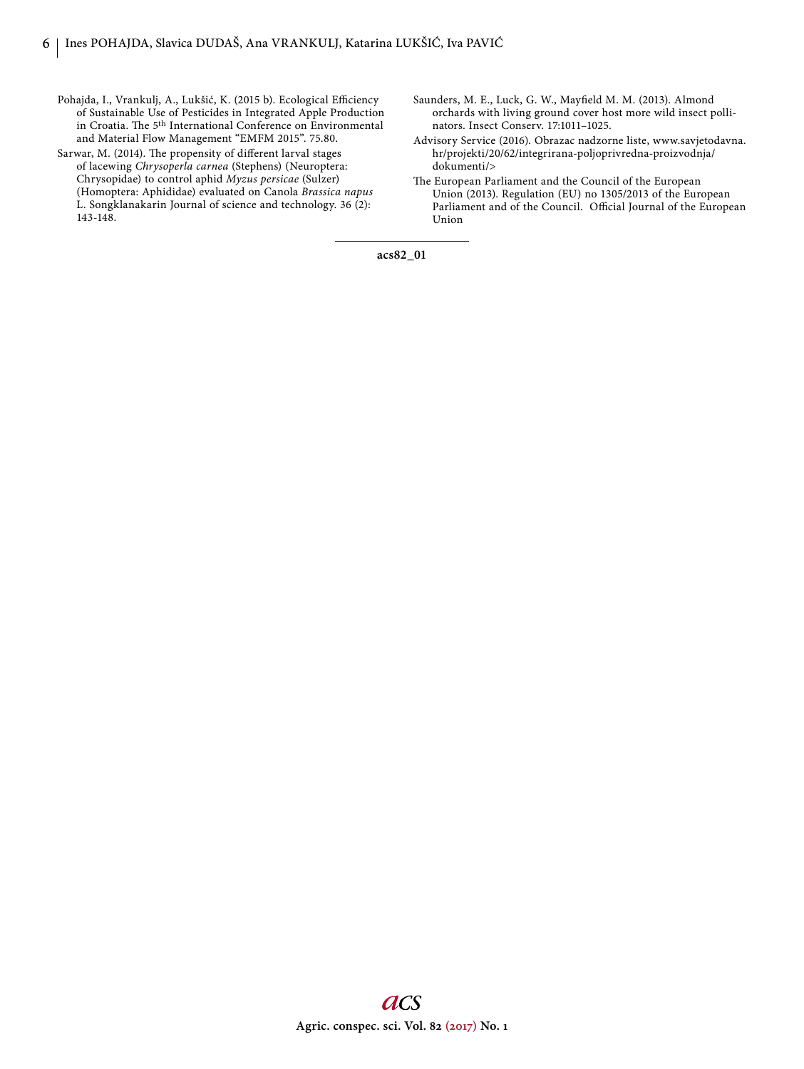Pohajda, I., Vrankulj, A., Lukšić, K. (2015 b). Ecological Efficiency of Sustainable Use of Pesticides in Integrated Apple Production in Croatia. The 5th International Conference on Environmental and Material Flow Management "EMFM 2015". 75.80.

Sarwar, M. (2014). The propensity of different larval stages of lacewing *Chrysoperla carnea* (Stephens) (Neuroptera: Chrysopidae) to control aphid *Myzus persicae* (Sulzer) (Homoptera: Aphididae) evaluated on Canola *Brassica napus* L. Songklanakarin Journal of science and technology. 36 (2): 143-148.

Saunders, M. E., Luck, G. W., Mayfield M. M. (2013). Almond orchards with living ground cover host more wild insect pollinators. Insect Conserv. 17:1011–1025.

Advisory Service (2016). Obrazac nadzorne liste, www.savjetodavna.hr/projekti/20/62/integrirana-poljoprivredna-proizvodnja/dokumenti/>

The European Parliament and the Council of the European Union (2013). Regulation (EU) no 1305/2013 of the European Parliament and of the Council. Official Journal of the European Union

**acs82_01**